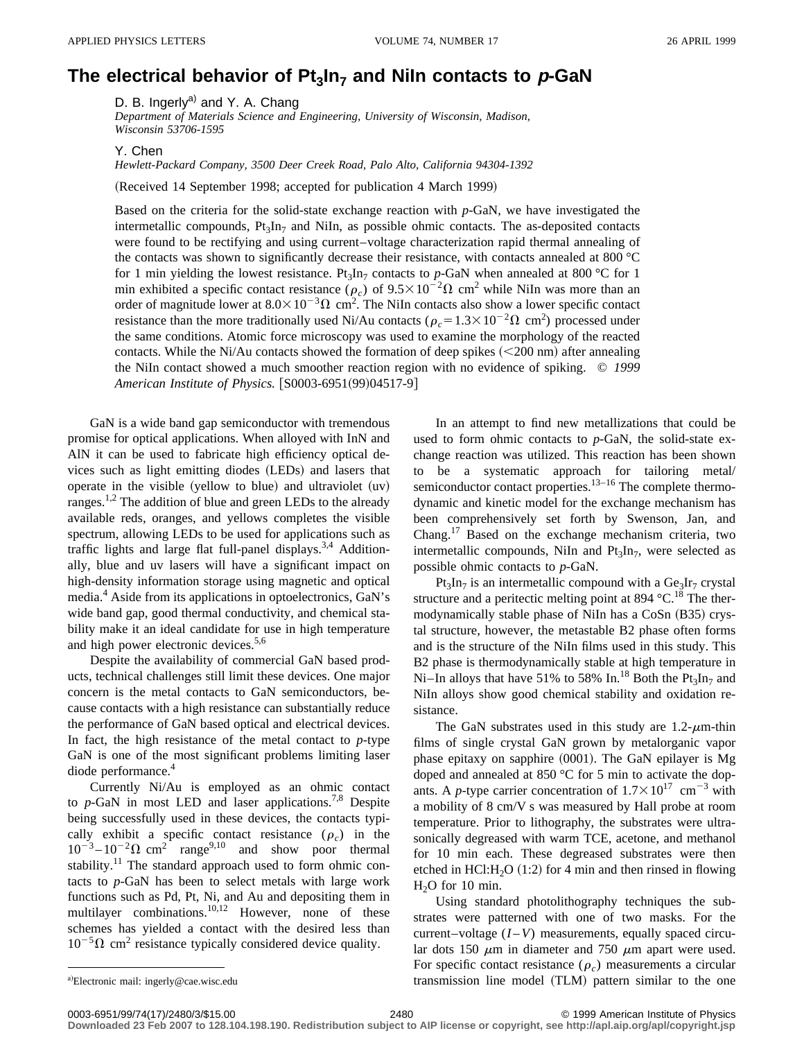# The electrical behavior of $Pt_3In_7$ and NiIn contacts to *p*-GaN

D. B. Ingerly[a] and Y. A. Chang

*Department of Materials Science and Engineering, University of Wisconsin, Madison, Wisconsin 53706-1595*

Y. Chen

*Hewlett-Packard Company, 3500 Deer Creek Road, Palo Alto, California 94304-1392*

(Received 14 September 1998; accepted for publication 4 March 1999)

Based on the criteria for the solid-state exchange reaction with *p*-GaN, we have investigated the intermetallic compounds, $Pt_3In_7$ and NiIn, as possible ohmic contacts. The as-deposited contacts were found to be rectifying and using current–voltage characterization rapid thermal annealing of the contacts was shown to significantly decrease their resistance, with contacts annealed at 800 °C for 1 min yielding the lowest resistance. $Pt_3In_7$ contacts to *p*-GaN when annealed at 800 °C for 1 min exhibited a specific contact resistance ($\rho_c$) of $9.5\times10^{-2}\,\Omega\ \mathrm{cm}^2$ while NiIn was more than an order of magnitude lower at $8.0\times10^{-3}\,\Omega\ \mathrm{cm}^2$. The NiIn contacts also show a lower specific contact resistance than the more traditionally used Ni/Au contacts ($\rho_c=1.3\times10^{-2}\,\Omega\ \mathrm{cm}^2$) processed under the same conditions. Atomic force microscopy was used to examine the morphology of the reacted contacts. While the Ni/Au contacts showed the formation of deep spikes (<200 nm) after annealing the NiIn contact showed a much smoother reaction region with no evidence of spiking. © *1999 American Institute of Physics.* [S0003-6951(99)04517-9]

GaN is a wide band gap semiconductor with tremendous promise for optical applications. When alloyed with InN and AlN it can be used to fabricate high efficiency optical devices such as light emitting diodes (LEDs) and lasers that operate in the visible (yellow to blue) and ultraviolet (uv) ranges.[1,2] The addition of blue and green LEDs to the already available reds, oranges, and yellows completes the visible spectrum, allowing LEDs to be used for applications such as traffic lights and large flat full-panel displays.[3,4] Additionally, blue and uv lasers will have a significant impact on high-density information storage using magnetic and optical media.[4] Aside from its applications in optoelectronics, GaN's wide band gap, good thermal conductivity, and chemical stability make it an ideal candidate for use in high temperature and high power electronic devices.[5,6]

Despite the availability of commercial GaN based products, technical challenges still limit these devices. One major concern is the metal contacts to GaN semiconductors, because contacts with a high resistance can substantially reduce the performance of GaN based optical and electrical devices. In fact, the high resistance of the metal contact to *p*-type GaN is one of the most significant problems limiting laser diode performance.[4]

Currently Ni/Au is employed as an ohmic contact to *p*-GaN in most LED and laser applications.[7,8] Despite being successfully used in these devices, the contacts typically exhibit a specific contact resistance ($\rho_c$) in the $10^{-3}$–$10^{-2}\,\Omega\ \mathrm{cm}^2$ range[9,10] and show poor thermal stability.[11] The standard approach used to form ohmic contacts to *p*-GaN has been to select metals with large work functions such as Pd, Pt, Ni, and Au and depositing them in multilayer combinations.[10,12] However, none of these schemes has yielded a contact with the desired less than $10^{-5}\,\Omega\ \mathrm{cm}^2$ resistance typically considered device quality.

In an attempt to find new metallizations that could be used to form ohmic contacts to *p*-GaN, the solid-state exchange reaction was utilized. This reaction has been shown to be a systematic approach for tailoring metal/semiconductor contact properties.[13–16] The complete thermodynamic and kinetic model for the exchange mechanism has been comprehensively set forth by Swenson, Jan, and Chang.[17] Based on the exchange mechanism criteria, two intermetallic compounds, NiIn and $Pt_3In_7$, were selected as possible ohmic contacts to *p*-GaN.

$Pt_3In_7$ is an intermetallic compound with a $Ge_3Ir_7$ crystal structure and a peritectic melting point at 894 °C.[18] The thermodynamically stable phase of NiIn has a CoSn (B35) crystal structure, however, the metastable B2 phase often forms and is the structure of the NiIn films used in this study. This B2 phase is thermodynamically stable at high temperature in Ni–In alloys that have 51% to 58% In.[18] Both the $Pt_3In_7$ and NiIn alloys show good chemical stability and oxidation resistance.

The GaN substrates used in this study are 1.2-μm-thin films of single crystal GaN grown by metalorganic vapor phase epitaxy on sapphire (0001). The GaN epilayer is Mg doped and annealed at 850 °C for 5 min to activate the dopants. A *p*-type carrier concentration of $1.7\times10^{17}\ \mathrm{cm}^{-3}$ with a mobility of 8 cm/V s was measured by Hall probe at room temperature. Prior to lithography, the substrates were ultrasonically degreased with warm TCE, acetone, and methanol for 10 min each. These degreased substrates were then etched in HCl:$H_2O$ (1:2) for 4 min and then rinsed in flowing $H_2O$ for 10 min.

Using standard photolithography techniques the substrates were patterned with one of two masks. For the current–voltage ($I$–$V$) measurements, equally spaced circular dots 150 μm in diameter and 750 μm apart were used. For specific contact resistance ($\rho_c$) measurements a circular transmission line model (TLM) pattern similar to the one

[a]Electronic mail: ingerly@cae.wisc.edu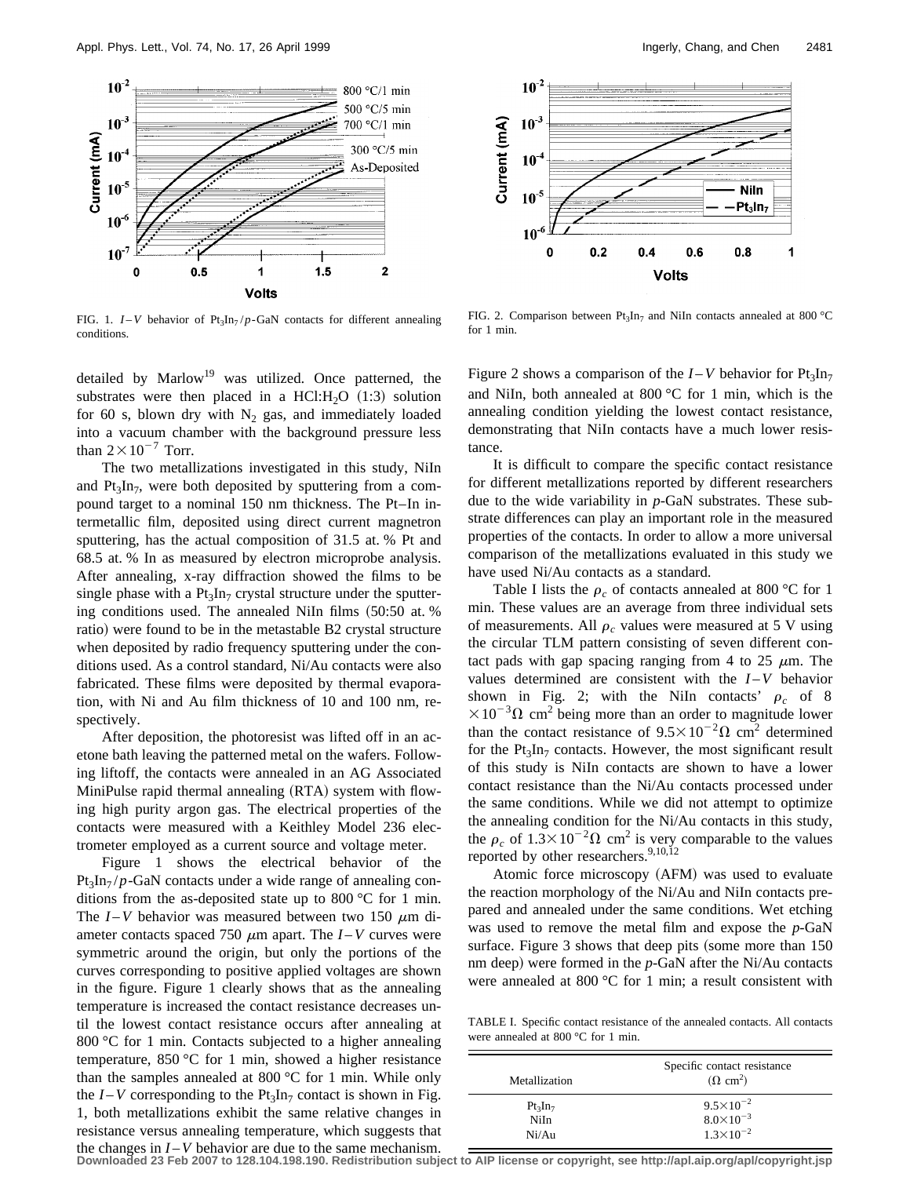FIG. 1. $I$–$V$ behavior of $Pt_3In_7$/$p$-GaN contacts for different annealing conditions.

FIG. 2. Comparison between $Pt_3In_7$ and NiIn contacts annealed at 800 °C for 1 min.

detailed by Marlow[19] was utilized. Once patterned, the substrates were then placed in a HCl:$H_2O$ (1:3) solution for 60 s, blown dry with $N_2$ gas, and immediately loaded into a vacuum chamber with the background pressure less than $2\times10^{-7}$ Torr.

The two metallizations investigated in this study, NiIn and $Pt_3In_7$, were both deposited by sputtering from a compound target to a nominal 150 nm thickness. The Pt–In intermetallic film, deposited using direct current magnetron sputtering, has the actual composition of 31.5 at. % Pt and 68.5 at. % In as measured by electron microprobe analysis. After annealing, x-ray diffraction showed the films to be single phase with a $Pt_3In_7$ crystal structure under the sputtering conditions used. The annealed NiIn films (50:50 at. % ratio) were found to be in the metastable B2 crystal structure when deposited by radio frequency sputtering under the conditions used. As a control standard, Ni/Au contacts were also fabricated. These films were deposited by thermal evaporation, with Ni and Au film thickness of 10 and 100 nm, respectively.

After deposition, the photoresist was lifted off in an acetone bath leaving the patterned metal on the wafers. Following liftoff, the contacts were annealed in an AG Associated MiniPulse rapid thermal annealing (RTA) system with flowing high purity argon gas. The electrical properties of the contacts were measured with a Keithley Model 236 electrometer employed as a current source and voltage meter.

Figure 1 shows the electrical behavior of the $Pt_3In_7$/$p$-GaN contacts under a wide range of annealing conditions from the as-deposited state up to 800 °C for 1 min. The $I$–$V$ behavior was measured between two 150 $\mu$m diameter contacts spaced 750 $\mu$m apart. The $I$–$V$ curves were symmetric around the origin, but only the portions of the curves corresponding to positive applied voltages are shown in the figure. Figure 1 clearly shows that as the annealing temperature is increased the contact resistance decreases until the lowest contact resistance occurs after annealing at 800 °C for 1 min. Contacts subjected to a higher annealing temperature, 850 °C for 1 min, showed a higher resistance than the samples annealed at 800 °C for 1 min. While only the $I$–$V$ corresponding to the $Pt_3In_7$ contact is shown in Fig. 1, both metallizations exhibit the same relative changes in resistance versus annealing temperature, which suggests that the changes in $I$–$V$ behavior are due to the same mechanism.

Figure 2 shows a comparison of the $I$–$V$ behavior for $Pt_3In_7$ and NiIn, both annealed at 800 °C for 1 min, which is the annealing condition yielding the lowest contact resistance, demonstrating that NiIn contacts have a much lower resistance.

It is difficult to compare the specific contact resistance for different metallizations reported by different researchers due to the wide variability in $p$-GaN substrates. These substrate differences can play an important role in the measured properties of the contacts. In order to allow a more universal comparison of the metallizations evaluated in this study we have used Ni/Au contacts as a standard.

Table I lists the $\rho_c$ of contacts annealed at 800 °C for 1 min. These values are an average from three individual sets of measurements. All $\rho_c$ values were measured at 5 V using the circular TLM pattern consisting of seven different contact pads with gap spacing ranging from 4 to 25 $\mu$m. The values determined are consistent with the $I$–$V$ behavior shown in Fig. 2; with the NiIn contacts' $\rho_c$ of $8\times10^{-3}\Omega$ cm$^2$ being more than an order to magnitude lower than the contact resistance of $9.5\times10^{-2}\Omega$ cm$^2$ determined for the $Pt_3In_7$ contacts. However, the most significant result of this study is NiIn contacts are shown to have a lower contact resistance than the Ni/Au contacts processed under the same conditions. While we did not attempt to optimize the annealing condition for the Ni/Au contacts in this study, the $\rho_c$ of $1.3\times10^{-2}\Omega$ cm$^2$ is very comparable to the values reported by other researchers.[9,10,12]

Atomic force microscopy (AFM) was used to evaluate the reaction morphology of the Ni/Au and NiIn contacts prepared and annealed under the same conditions. Wet etching was used to remove the metal film and expose the $p$-GaN surface. Figure 3 shows that deep pits (some more than 150 nm deep) were formed in the $p$-GaN after the Ni/Au contacts were annealed at 800 °C for 1 min; a result consistent with

TABLE I. Specific contact resistance of the annealed contacts. All contacts were annealed at 800 °C for 1 min.

| Metallization | Specific contact resistance ($\Omega$ cm$^2$) |
|---|---|
| $Pt_3In_7$ | $9.5\times10^{-2}$ |
| NiIn | $8.0\times10^{-3}$ |
| Ni/Au | $1.3\times10^{-2}$ |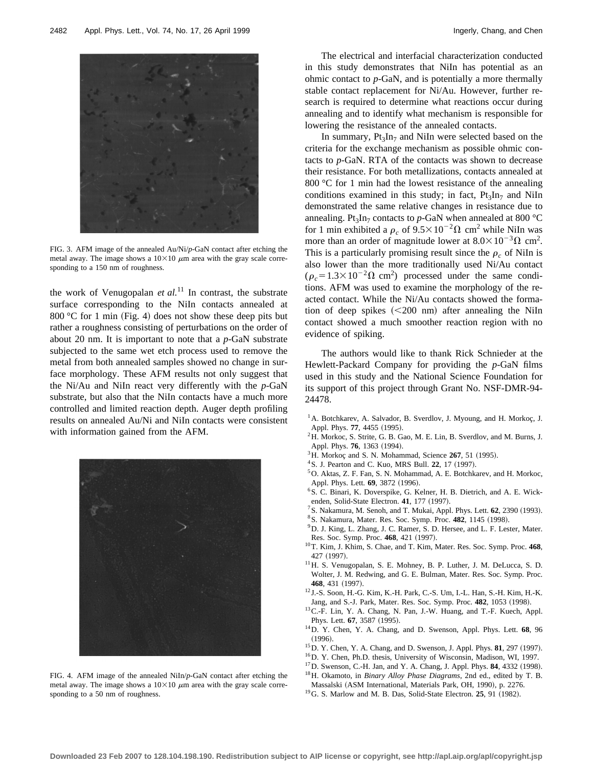FIG. 3. AFM image of the annealed Au/Ni/*p*-GaN contact after etching the metal away. The image shows a $10\times10$ $\mu$m area with the gray scale corresponding to a 150 nm of roughness.

the work of Venugopalan *et al.*[11] In contrast, the substrate surface corresponding to the NiIn contacts annealed at 800 °C for 1 min (Fig. 4) does not show these deep pits but rather a roughness consisting of perturbations on the order of about 20 nm. It is important to note that a *p*-GaN substrate subjected to the same wet etch process used to remove the metal from both annealed samples showed no change in surface morphology. These AFM results not only suggest that the Ni/Au and NiIn react very differently with the *p*-GaN substrate, but also that the NiIn contacts have a much more controlled and limited reaction depth. Auger depth profiling results on annealed Au/Ni and NiIn contacts were consistent with information gained from the AFM.

FIG. 4. AFM image of the annealed NiIn/*p*-GaN contact after etching the metal away. The image shows a $10\times10$ $\mu$m area with the gray scale corresponding to a 50 nm of roughness.

The electrical and interfacial characterization conducted in this study demonstrates that NiIn has potential as an ohmic contact to *p*-GaN, and is potentially a more thermally stable contact replacement for Ni/Au. However, further research is required to determine what reactions occur during annealing and to identify what mechanism is responsible for lowering the resistance of the annealed contacts.

In summary, $Pt_3In_7$ and NiIn were selected based on the criteria for the exchange mechanism as possible ohmic contacts to *p*-GaN. RTA of the contacts was shown to decrease their resistance. For both metallizations, contacts annealed at 800 °C for 1 min had the lowest resistance of the annealing conditions examined in this study; in fact, $Pt_3In_7$ and NiIn demonstrated the same relative changes in resistance due to annealing. $Pt_3In_7$ contacts to *p*-GaN when annealed at 800 °C for 1 min exhibited a $\rho_c$ of $9.5\times10^{-2}\Omega$ cm$^2$ while NiIn was more than an order of magnitude lower at $8.0\times10^{-3}\Omega$ cm$^2$. This is a particularly promising result since the $\rho_c$ of NiIn is also lower than the more traditionally used Ni/Au contact ($\rho_c=1.3\times10^{-2}\Omega$ cm$^2$) processed under the same conditions. AFM was used to examine the morphology of the reacted contact. While the Ni/Au contacts showed the formation of deep spikes (<200 nm) after annealing the NiIn contact showed a much smoother reaction region with no evidence of spiking.

The authors would like to thank Rick Schnieder at the Hewlett-Packard Company for providing the *p*-GaN films used in this study and the National Science Foundation for its support of this project through Grant No. NSF-DMR-94-24478.

[1] A. Botchkarev, A. Salvador, B. Sverdlov, J. Myoung, and H. Morkoç, J. Appl. Phys. **77**, 4455 (1995).
[2] H. Morkoc, S. Strite, G. B. Gao, M. E. Lin, B. Sverdlov, and M. Burns, J. Appl. Phys. **76**, 1363 (1994).
[3] H. Morkoç and S. N. Mohammad, Science **267**, 51 (1995).
[4] S. J. Pearton and C. Kuo, MRS Bull. **22**, 17 (1997).
[5] O. Aktas, Z. F. Fan, S. N. Mohammad, A. E. Botchkarev, and H. Morkoc, Appl. Phys. Lett. **69**, 3872 (1996).
[6] S. C. Binari, K. Doverspike, G. Kelner, H. B. Dietrich, and A. E. Wickenden, Solid-State Electron. **41**, 177 (1997).
[7] S. Nakamura, M. Senoh, and T. Mukai, Appl. Phys. Lett. **62**, 2390 (1993).
[8] S. Nakamura, Mater. Res. Soc. Symp. Proc. **482**, 1145 (1998).
[9] D. J. King, L. Zhang, J. C. Ramer, S. D. Hersee, and L. F. Lester, Mater. Res. Soc. Symp. Proc. **468**, 421 (1997).
[10] T. Kim, J. Khim, S. Chae, and T. Kim, Mater. Res. Soc. Symp. Proc. **468**, 427 (1997).
[11] H. S. Venugopalan, S. E. Mohney, B. P. Luther, J. M. DeLucca, S. D. Wolter, J. M. Redwing, and G. E. Bulman, Mater. Res. Soc. Symp. Proc. **468**, 431 (1997).
[12] J.-S. Soon, H.-G. Kim, K.-H. Park, C.-S. Um, I.-L. Han, S.-H. Kim, H.-K. Jang, and S.-J. Park, Mater. Res. Soc. Symp. Proc. **482**, 1053 (1998).
[13] C.-F. Lin, Y. A. Chang, N. Pan, J.-W. Huang, and T.-F. Kuech, Appl. Phys. Lett. **67**, 3587 (1995).
[14] D. Y. Chen, Y. A. Chang, and D. Swenson, Appl. Phys. Lett. **68**, 96 (1996).
[15] D. Y. Chen, Y. A. Chang, and D. Swenson, J. Appl. Phys. **81**, 297 (1997).
[16] D. Y. Chen, Ph.D. thesis, University of Wisconsin, Madison, WI, 1997.
[17] D. Swenson, C.-H. Jan, and Y. A. Chang, J. Appl. Phys. **84**, 4332 (1998).
[18] H. Okamoto, in *Binary Alloy Phase Diagrams*, 2nd ed., edited by T. B. Massalski (ASM International, Materials Park, OH, 1990), p. 2276.
[19] G. S. Marlow and M. B. Das, Solid-State Electron. **25**, 91 (1982).